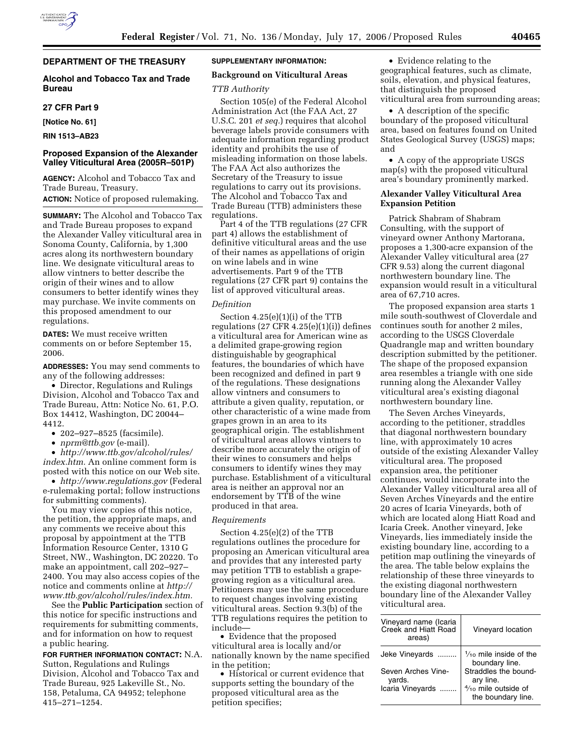## DEPARTMENT OF THE TREASURY

### Alcohol and Tobacco Tax and Trade Bureau

**27 CFR Part 9**

**[Notice No. 61]**

**RIN 1513–AB23**

### Proposed Expansion of the Alexander Valley Viticultural Area (2005R–501P)

**AGENCY:** Alcohol and Tobacco Tax and Trade Bureau, Treasury.

**ACTION:** Notice of proposed rulemaking.

**SUMMARY:** The Alcohol and Tobacco Tax and Trade Bureau proposes to expand the Alexander Valley viticultural area in Sonoma County, California, by 1,300 acres along its northwestern boundary line. We designate viticultural areas to allow vintners to better describe the origin of their wines and to allow consumers to better identify wines they may purchase. We invite comments on this proposed amendment to our regulations.

**DATES:** We must receive written comments on or before September 15, 2006.

**ADDRESSES:** You may send comments to any of the following addresses:

- Director, Regulations and Rulings Division, Alcohol and Tobacco Tax and Trade Bureau, Attn: Notice No. 61, P.O. Box 14412, Washington, DC 20044–4412.
- 202–927–8525 (facsimile).
- *nprm@ttb.gov* (e-mail).
- *http://www.ttb.gov/alcohol/rules/index.htm.* An online comment form is posted with this notice on our Web site.
- *http://www.regulations.gov* (Federal e-rulemaking portal; follow instructions for submitting comments).

You may view copies of this notice, the petition, the appropriate maps, and any comments we receive about this proposal by appointment at the TTB Information Resource Center, 1310 G Street, NW., Washington, DC 20220. To make an appointment, call 202–927–2400. You may also access copies of the notice and comments online at *http://www.ttb.gov/alcohol/rules/index.htm.*

See the **Public Participation** section of this notice for specific instructions and requirements for submitting comments, and for information on how to request a public hearing.

**FOR FURTHER INFORMATION CONTACT:** N.A. Sutton, Regulations and Rulings Division, Alcohol and Tobacco Tax and Trade Bureau, 925 Lakeville St., No. 158, Petaluma, CA 94952; telephone 415–271–1254.

**SUPPLEMENTARY INFORMATION:**

### Background on Viticultural Areas

*TTB Authority*

Section 105(e) of the Federal Alcohol Administration Act (the FAA Act, 27 U.S.C. 201 *et seq.*) requires that alcohol beverage labels provide consumers with adequate information regarding product identity and prohibits the use of misleading information on those labels. The FAA Act also authorizes the Secretary of the Treasury to issue regulations to carry out its provisions. The Alcohol and Tobacco Tax and Trade Bureau (TTB) administers these regulations.

Part 4 of the TTB regulations (27 CFR part 4) allows the establishment of definitive viticultural areas and the use of their names as appellations of origin on wine labels and in wine advertisements. Part 9 of the TTB regulations (27 CFR part 9) contains the list of approved viticultural areas.

*Definition*

Section 4.25(e)(1)(i) of the TTB regulations (27 CFR 4.25(e)(1)(i)) defines a viticultural area for American wine as a delimited grape-growing region distinguishable by geographical features, the boundaries of which have been recognized and defined in part 9 of the regulations. These designations allow vintners and consumers to attribute a given quality, reputation, or other characteristic of a wine made from grapes grown in an area to its geographical origin. The establishment of viticultural areas allows vintners to describe more accurately the origin of their wines to consumers and helps consumers to identify wines they may purchase. Establishment of a viticultural area is neither an approval nor an endorsement by TTB of the wine produced in that area.

*Requirements*

Section 4.25(e)(2) of the TTB regulations outlines the procedure for proposing an American viticultural area and provides that any interested party may petition TTB to establish a grape-growing region as a viticultural area. Petitioners may use the same procedure to request changes involving existing viticultural areas. Section 9.3(b) of the TTB regulations requires the petition to include—

- Evidence that the proposed viticultural area is locally and/or nationally known by the name specified in the petition;
- Historical or current evidence that supports setting the boundary of the proposed viticultural area as the petition specifies;
- Evidence relating to the geographical features, such as climate, soils, elevation, and physical features, that distinguish the proposed viticultural area from surrounding areas;
- A description of the specific boundary of the proposed viticultural area, based on features found on United States Geological Survey (USGS) maps; and
- A copy of the appropriate USGS map(s) with the proposed viticultural area's boundary prominently marked.

### Alexander Valley Viticultural Area Expansion Petition

Patrick Shabram of Shabram Consulting, with the support of vineyard owner Anthony Martorana, proposes a 1,300-acre expansion of the Alexander Valley viticultural area (27 CFR 9.53) along the current diagonal northwestern boundary line. The expansion would result in a viticultural area of 67,710 acres.

The proposed expansion area starts 1 mile south-southwest of Cloverdale and continues south for another 2 miles, according to the USGS Cloverdale Quadrangle map and written boundary description submitted by the petitioner. The shape of the proposed expansion area resembles a triangle with one side running along the Alexander Valley viticultural area's existing diagonal northwestern boundary line.

The Seven Arches Vineyards, according to the petitioner, straddles that diagonal northwestern boundary line, with approximately 10 acres outside of the existing Alexander Valley viticultural area. The proposed expansion area, the petitioner continues, would incorporate into the Alexander Valley viticultural area all of Seven Arches Vineyards and the entire 20 acres of Icaria Vineyards, both of which are located along Hiatt Road and Icaria Creek. Another vineyard, Jeke Vineyards, lies immediately inside the existing boundary line, according to a petition map outlining the vineyards of the area. The table below explains the relationship of these three vineyards to the existing diagonal northwestern boundary line of the Alexander Valley viticultural area.

| Vineyard name (Icaria Creek and Hiatt Road areas) | Vineyard location |
|---|---|
| Jeke Vineyards | 1/10 mile inside of the boundary line. |
| Seven Arches Vineyards. | Straddles the boundary line. |
| Icaria Vineyards | 4/10 mile outside of the boundary line. |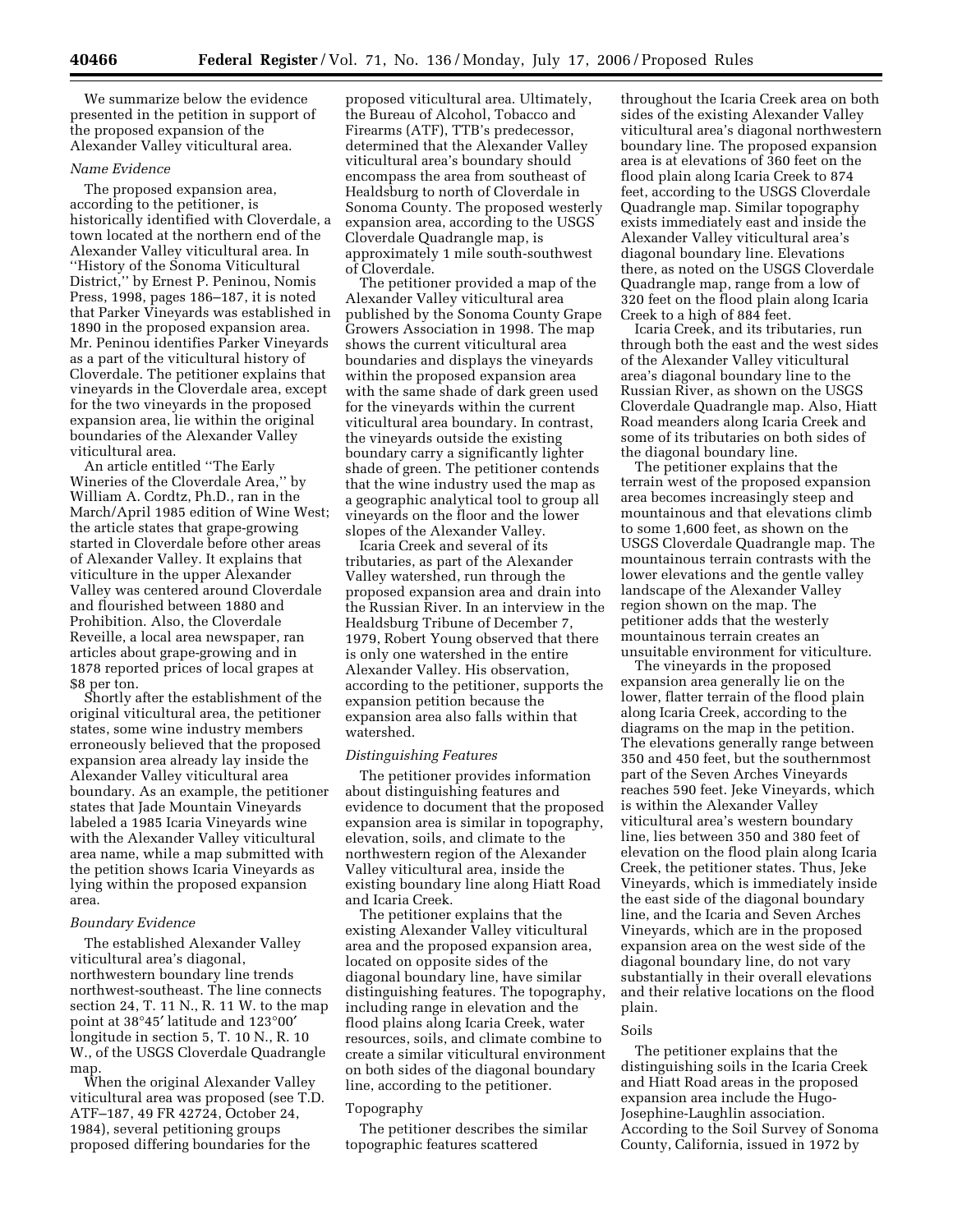We summarize below the evidence presented in the petition in support of the proposed expansion of the Alexander Valley viticultural area.

*Name Evidence*

The proposed expansion area, according to the petitioner, is historically identified with Cloverdale, a town located at the northern end of the Alexander Valley viticultural area. In ''History of the Sonoma Viticultural District,'' by Ernest P. Peninou, Nomis Press, 1998, pages 186–187, it is noted that Parker Vineyards was established in 1890 in the proposed expansion area. Mr. Peninou identifies Parker Vineyards as a part of the viticultural history of Cloverdale. The petitioner explains that vineyards in the Cloverdale area, except for the two vineyards in the proposed expansion area, lie within the original boundaries of the Alexander Valley viticultural area.

An article entitled ''The Early Wineries of the Cloverdale Area,'' by William A. Cordtz, Ph.D., ran in the March/April 1985 edition of Wine West; the article states that grape-growing started in Cloverdale before other areas of Alexander Valley. It explains that viticulture in the upper Alexander Valley was centered around Cloverdale and flourished between 1880 and Prohibition. Also, the Cloverdale Reveille, a local area newspaper, ran articles about grape-growing and in 1878 reported prices of local grapes at $8 per ton.

Shortly after the establishment of the original viticultural area, the petitioner states, some wine industry members erroneously believed that the proposed expansion area already lay inside the Alexander Valley viticultural area boundary. As an example, the petitioner states that Jade Mountain Vineyards labeled a 1985 Icaria Vineyards wine with the Alexander Valley viticultural area name, while a map submitted with the petition shows Icaria Vineyards as lying within the proposed expansion area.

*Boundary Evidence*

The established Alexander Valley viticultural area's diagonal, northwestern boundary line trends northwest-southeast. The line connects section 24, T. 11 N., R. 11 W. to the map point at 38°45′ latitude and 123°00′ longitude in section 5, T. 10 N., R. 10 W., of the USGS Cloverdale Quadrangle map.

When the original Alexander Valley viticultural area was proposed (see T.D. ATF–187, 49 FR 42724, October 24, 1984), several petitioning groups proposed differing boundaries for the proposed viticultural area. Ultimately, the Bureau of Alcohol, Tobacco and Firearms (ATF), TTB's predecessor, determined that the Alexander Valley viticultural area's boundary should encompass the area from southeast of Healdsburg to north of Cloverdale in Sonoma County. The proposed westerly expansion area, according to the USGS Cloverdale Quadrangle map, is approximately 1 mile south-southwest of Cloverdale.

The petitioner provided a map of the Alexander Valley viticultural area published by the Sonoma County Grape Growers Association in 1998. The map shows the current viticultural area boundaries and displays the vineyards within the proposed expansion area with the same shade of dark green used for the vineyards within the current viticultural area boundary. In contrast, the vineyards outside the existing boundary carry a significantly lighter shade of green. The petitioner contends that the wine industry used the map as a geographic analytical tool to group all vineyards on the floor and the lower slopes of the Alexander Valley.

Icaria Creek and several of its tributaries, as part of the Alexander Valley watershed, run through the proposed expansion area and drain into the Russian River. In an interview in the Healdsburg Tribune of December 7, 1979, Robert Young observed that there is only one watershed in the entire Alexander Valley. His observation, according to the petitioner, supports the expansion petition because the expansion area also falls within that watershed.

*Distinguishing Features*

The petitioner provides information about distinguishing features and evidence to document that the proposed expansion area is similar in topography, elevation, soils, and climate to the northwestern region of the Alexander Valley viticultural area, inside the existing boundary line along Hiatt Road and Icaria Creek.

The petitioner explains that the existing Alexander Valley viticultural area and the proposed expansion area, located on opposite sides of the diagonal boundary line, have similar distinguishing features. The topography, including range in elevation and the flood plains along Icaria Creek, water resources, soils, and climate combine to create a similar viticultural environment on both sides of the diagonal boundary line, according to the petitioner.

Topography

The petitioner describes the similar topographic features scattered throughout the Icaria Creek area on both sides of the existing Alexander Valley viticultural area's diagonal northwestern boundary line. The proposed expansion area is at elevations of 360 feet on the flood plain along Icaria Creek to 874 feet, according to the USGS Cloverdale Quadrangle map. Similar topography exists immediately east and inside the Alexander Valley viticultural area's diagonal boundary line. Elevations there, as noted on the USGS Cloverdale Quadrangle map, range from a low of 320 feet on the flood plain along Icaria Creek to a high of 884 feet.

Icaria Creek, and its tributaries, run through both the east and the west sides of the Alexander Valley viticultural area's diagonal boundary line to the Russian River, as shown on the USGS Cloverdale Quadrangle map. Also, Hiatt Road meanders along Icaria Creek and some of its tributaries on both sides of the diagonal boundary line.

The petitioner explains that the terrain west of the proposed expansion area becomes increasingly steep and mountainous and that elevations climb to some 1,600 feet, as shown on the USGS Cloverdale Quadrangle map. The mountainous terrain contrasts with the lower elevations and the gentle valley landscape of the Alexander Valley region shown on the map. The petitioner adds that the westerly mountainous terrain creates an unsuitable environment for viticulture.

The vineyards in the proposed expansion area generally lie on the lower, flatter terrain of the flood plain along Icaria Creek, according to the diagrams on the map in the petition. The elevations generally range between 350 and 450 feet, but the southernmost part of the Seven Arches Vineyards reaches 590 feet. Jeke Vineyards, which is within the Alexander Valley viticultural area's western boundary line, lies between 350 and 380 feet of elevation on the flood plain along Icaria Creek, the petitioner states. Thus, Jeke Vineyards, which is immediately inside the east side of the diagonal boundary line, and the Icaria and Seven Arches Vineyards, which are in the proposed expansion area on the west side of the diagonal boundary line, do not vary substantially in their overall elevations and their relative locations on the flood plain.

Soils

The petitioner explains that the distinguishing soils in the Icaria Creek and Hiatt Road areas in the proposed expansion area include the Hugo-Josephine-Laughlin association. According to the Soil Survey of Sonoma County, California, issued in 1972 by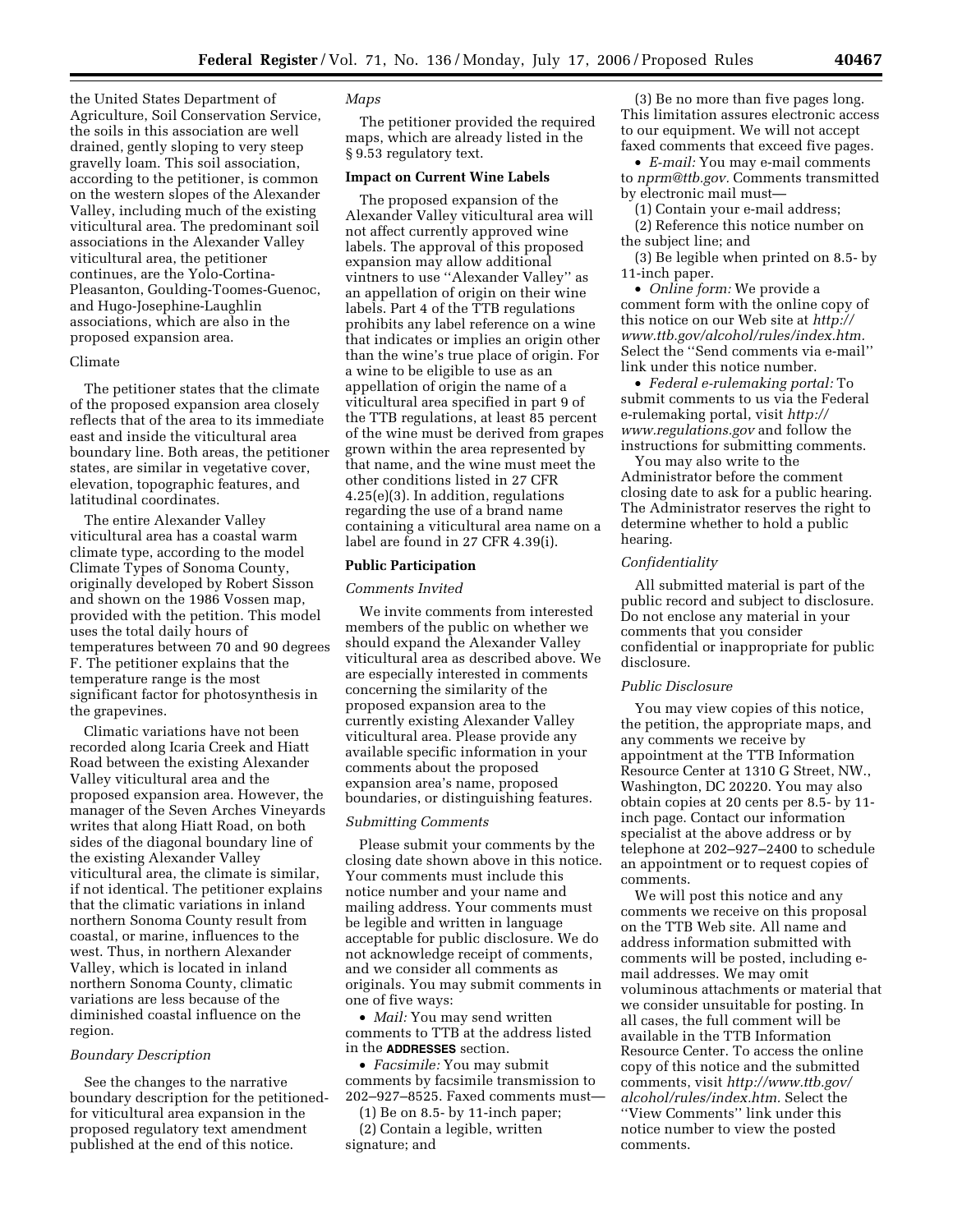the United States Department of Agriculture, Soil Conservation Service, the soils in this association are well drained, gently sloping to very steep gravelly loam. This soil association, according to the petitioner, is common on the western slopes of the Alexander Valley, including much of the existing viticultural area. The predominant soil associations in the Alexander Valley viticultural area, the petitioner continues, are the Yolo-Cortina-Pleasanton, Goulding-Toomes-Guenoc, and Hugo-Josephine-Laughlin associations, which are also in the proposed expansion area.

Climate

The petitioner states that the climate of the proposed expansion area closely reflects that of the area to its immediate east and inside the viticultural area boundary line. Both areas, the petitioner states, are similar in vegetative cover, elevation, topographic features, and latitudinal coordinates.

The entire Alexander Valley viticultural area has a coastal warm climate type, according to the model Climate Types of Sonoma County, originally developed by Robert Sisson and shown on the 1986 Vossen map, provided with the petition. This model uses the total daily hours of temperatures between 70 and 90 degrees F. The petitioner explains that the temperature range is the most significant factor for photosynthesis in the grapevines.

Climatic variations have not been recorded along Icaria Creek and Hiatt Road between the existing Alexander Valley viticultural area and the proposed expansion area. However, the manager of the Seven Arches Vineyards writes that along Hiatt Road, on both sides of the diagonal boundary line of the existing Alexander Valley viticultural area, the climate is similar, if not identical. The petitioner explains that the climatic variations in inland northern Sonoma County result from coastal, or marine, influences to the west. Thus, in northern Alexander Valley, which is located in inland northern Sonoma County, climatic variations are less because of the diminished coastal influence on the region.

*Boundary Description*

See the changes to the narrative boundary description for the petitioned-for viticultural area expansion in the proposed regulatory text amendment published at the end of this notice.

*Maps*

The petitioner provided the required maps, which are already listed in the § 9.53 regulatory text.

**Impact on Current Wine Labels**

The proposed expansion of the Alexander Valley viticultural area will not affect currently approved wine labels. The approval of this proposed expansion may allow additional vintners to use ''Alexander Valley'' as an appellation of origin on their wine labels. Part 4 of the TTB regulations prohibits any label reference on a wine that indicates or implies an origin other than the wine's true place of origin. For a wine to be eligible to use as an appellation of origin the name of a viticultural area specified in part 9 of the TTB regulations, at least 85 percent of the wine must be derived from grapes grown within the area represented by that name, and the wine must meet the other conditions listed in 27 CFR 4.25(e)(3). In addition, regulations regarding the use of a brand name containing a viticultural area name on a label are found in 27 CFR 4.39(i).

**Public Participation**

*Comments Invited*

We invite comments from interested members of the public on whether we should expand the Alexander Valley viticultural area as described above. We are especially interested in comments concerning the similarity of the proposed expansion area to the currently existing Alexander Valley viticultural area. Please provide any available specific information in your comments about the proposed expansion area's name, proposed boundaries, or distinguishing features.

*Submitting Comments*

Please submit your comments by the closing date shown above in this notice. Your comments must include this notice number and your name and mailing address. Your comments must be legible and written in language acceptable for public disclosure. We do not acknowledge receipt of comments, and we consider all comments as originals. You may submit comments in one of five ways:

- *Mail:* You may send written comments to TTB at the address listed in the **ADDRESSES** section.
- *Facsimile:* You may submit comments by facsimile transmission to 202–927–8525. Faxed comments must—

(1) Be on 8.5- by 11-inch paper;

(2) Contain a legible, written signature; and

(3) Be no more than five pages long. This limitation assures electronic access to our equipment. We will not accept faxed comments that exceed five pages.

- *E-mail:* You may e-mail comments to *nprm@ttb.gov.* Comments transmitted by electronic mail must—

(1) Contain your e-mail address;

(2) Reference this notice number on the subject line; and

(3) Be legible when printed on 8.5- by 11-inch paper.

- *Online form:* We provide a comment form with the online copy of this notice on our Web site at *http://www.ttb.gov/alcohol/rules/index.htm.* Select the ''Send comments via e-mail'' link under this notice number.
- *Federal e-rulemaking portal:* To submit comments to us via the Federal e-rulemaking portal, visit *http://www.regulations.gov* and follow the instructions for submitting comments.

You may also write to the Administrator before the comment closing date to ask for a public hearing. The Administrator reserves the right to determine whether to hold a public hearing.

*Confidentiality*

All submitted material is part of the public record and subject to disclosure. Do not enclose any material in your comments that you consider confidential or inappropriate for public disclosure.

*Public Disclosure*

You may view copies of this notice, the petition, the appropriate maps, and any comments we receive by appointment at the TTB Information Resource Center at 1310 G Street, NW., Washington, DC 20220. You may also obtain copies at 20 cents per 8.5- by 11-inch page. Contact our information specialist at the above address or by telephone at 202–927–2400 to schedule an appointment or to request copies of comments.

We will post this notice and any comments we receive on this proposal on the TTB Web site. All name and address information submitted with comments will be posted, including e-mail addresses. We may omit voluminous attachments or material that we consider unsuitable for posting. In all cases, the full comment will be available in the TTB Information Resource Center. To access the online copy of this notice and the submitted comments, visit *http://www.ttb.gov/alcohol/rules/index.htm.* Select the ''View Comments'' link under this notice number to view the posted comments.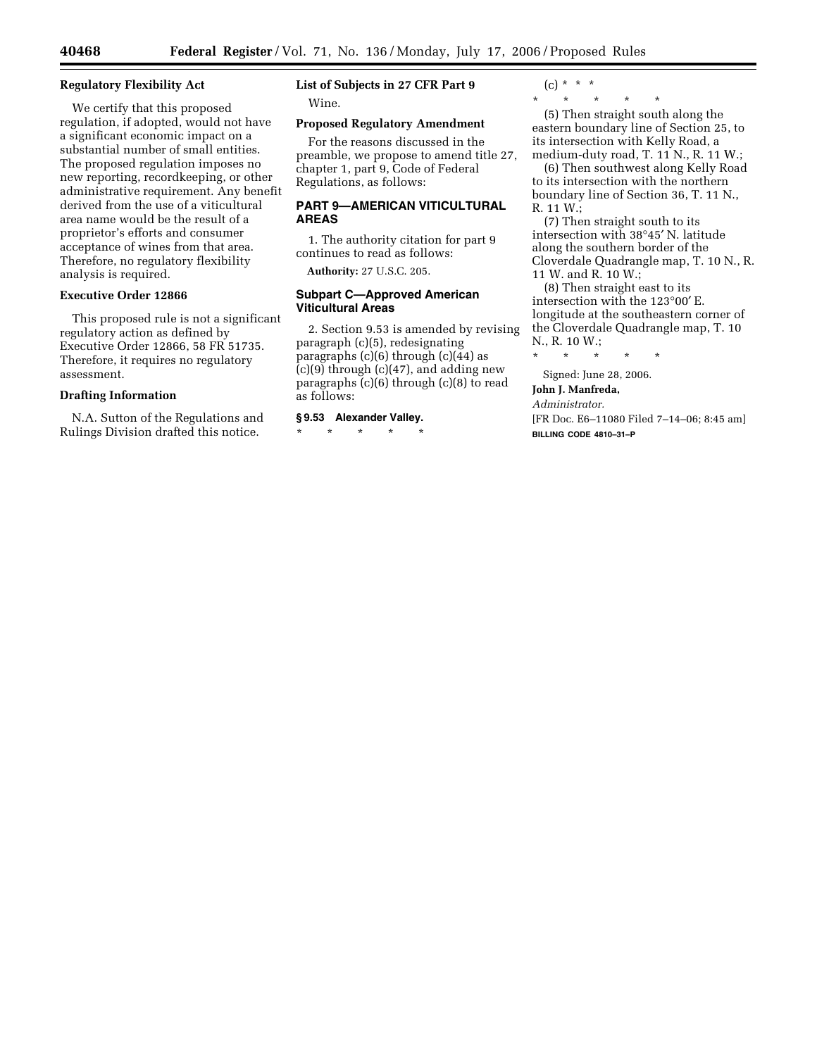**Regulatory Flexibility Act**

We certify that this proposed regulation, if adopted, would not have a significant economic impact on a substantial number of small entities. The proposed regulation imposes no new reporting, recordkeeping, or other administrative requirement. Any benefit derived from the use of a viticultural area name would be the result of a proprietor's efforts and consumer acceptance of wines from that area. Therefore, no regulatory flexibility analysis is required.

**Executive Order 12866**

This proposed rule is not a significant regulatory action as defined by Executive Order 12866, 58 FR 51735. Therefore, it requires no regulatory assessment.

**Drafting Information**

N.A. Sutton of the Regulations and Rulings Division drafted this notice.

**List of Subjects in 27 CFR Part 9**

Wine.

**Proposed Regulatory Amendment**

For the reasons discussed in the preamble, we propose to amend title 27, chapter 1, part 9, Code of Federal Regulations, as follows:

## PART 9—AMERICAN VITICULTURAL AREAS

1. The authority citation for part 9 continues to read as follows:

**Authority:** 27 U.S.C. 205.

### Subpart C—Approved American Viticultural Areas

2. Section 9.53 is amended by revising paragraph (c)(5), redesignating paragraphs (c)(6) through (c)(44) as (c)(9) through (c)(47), and adding new paragraphs (c)(6) through (c)(8) to read as follows:

**§ 9.53 Alexander Valley.**

\* \* \* \* \*

(c) \* \* \*

\* \* \* \* \*

(5) Then straight south along the eastern boundary line of Section 25, to its intersection with Kelly Road, a medium-duty road, T. 11 N., R. 11 W.;

(6) Then southwest along Kelly Road to its intersection with the northern boundary line of Section 36, T. 11 N., R. 11 W.;

(7) Then straight south to its intersection with 38°45′ N. latitude along the southern border of the Cloverdale Quadrangle map, T. 10 N., R. 11 W. and R. 10 W.;

(8) Then straight east to its intersection with the 123°00′ E. longitude at the southeastern corner of the Cloverdale Quadrangle map, T. 10 N., R. 10 W.;

\* \* \* \* \*

Signed: June 28, 2006.

**John J. Manfreda,**

*Administrator.*

[FR Doc. E6–11080 Filed 7–14–06; 8:45 am]

**BILLING CODE 4810–31–P**